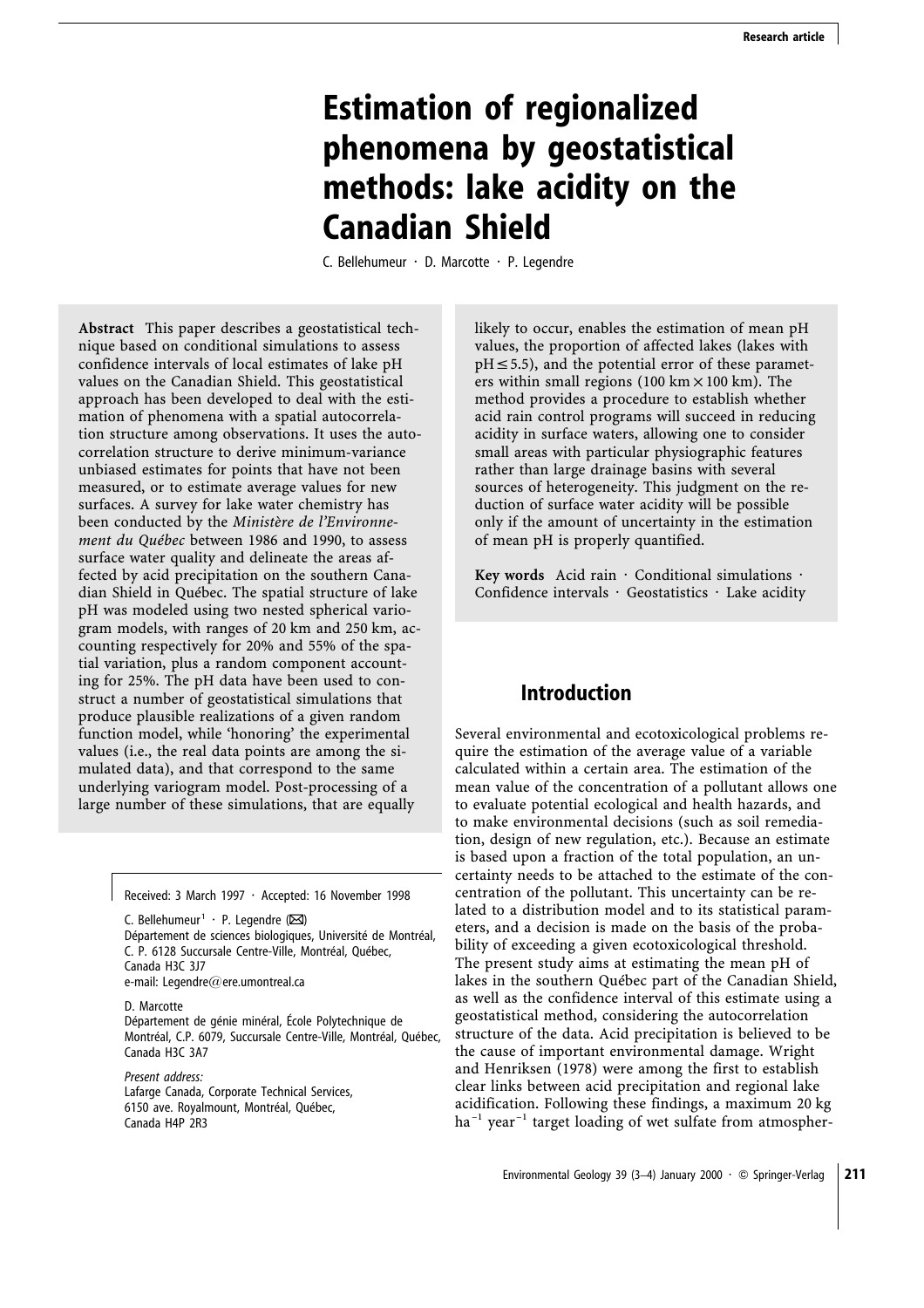# Estimation of regionalized phenomena by geostatistical methods: lake acidity on the Canadian Shield

C. Bellehumeur · D. Marcotte · P. Legendre

**Abstract** This paper describes a geostatistical technique based on conditional simulations to assess confidence intervals of local estimates of lake pH values on the Canadian Shield. This geostatistical approach has been developed to deal with the estimation of phenomena with a spatial autocorrelation structure among observations. It uses the autocorrelation structure to derive minimum-variance unbiased estimates for points that have not been measured, or to estimate average values for new surfaces. A survey for lake water chemistry has been conducted by the *Ministère de l'Environnement du Québec* between 1986 and 1990, to assess surface water quality and delineate the areas affected by acid precipitation on the southern Canadian Shield in Québec. The spatial structure of lake pH was modeled using two nested spherical variogram models, with ranges of 20 km and 250 km, accounting respectively for 20% and 55% of the spatial variation, plus a random component accounting for 25%. The pH data have been used to construct a number of geostatistical simulations that produce plausible realizations of a given random function model, while 'honoring' the experimental values (i.e., the real data points are among the simulated data), and that correspond to the same underlying variogram model. Post-processing of a large number of these simulations, that are equally likely to occur, enables the estimation of mean pH values, the proportion of affected lakes (lakes with $\text{pH} \leq 5.5$), and the potential error of these parameters within small regions ($100\ \text{km} \times 100\ \text{km}$). The method provides a procedure to establish whether acid rain control programs will succeed in reducing acidity in surface waters, allowing one to consider small areas with particular physiographic features rather than large drainage basins with several sources of heterogeneity. This judgment on the reduction of surface water acidity will be possible only if the amount of uncertainty in the estimation of mean pH is properly quantified.

**Key words** Acid rain · Conditional simulations · Confidence intervals · Geostatistics · Lake acidity

Received: 3 March 1997 · Accepted: 16 November 1998

C. Bellehumeur[1] · P. Legendre (✉)
Département de sciences biologiques, Université de Montréal, C. P. 6128 Succursale Centre-Ville, Montréal, Québec, Canada H3C 3J7
e-mail: Legendre@ere.umontreal.ca

D. Marcotte
Département de génie minéral, École Polytechnique de Montréal, C.P. 6079, Succursale Centre-Ville, Montréal, Québec, Canada H3C 3A7

*Present address:*
Lafarge Canada, Corporate Technical Services, 6150 ave. Royalmount, Montréal, Québec, Canada H4P 2R3

## Introduction

Several environmental and ecotoxicological problems require the estimation of the average value of a variable calculated within a certain area. The estimation of the mean value of the concentration of a pollutant allows one to evaluate potential ecological and health hazards, and to make environmental decisions (such as soil remediation, design of new regulation, etc.). Because an estimate is based upon a fraction of the total population, an uncertainty needs to be attached to the estimate of the concentration of the pollutant. This uncertainty can be related to a distribution model and to its statistical parameters, and a decision is made on the basis of the probability of exceeding a given ecotoxicological threshold. The present study aims at estimating the mean pH of lakes in the southern Québec part of the Canadian Shield, as well as the confidence interval of this estimate using a geostatistical method, considering the autocorrelation structure of the data. Acid precipitation is believed to be the cause of important environmental damage. Wright and Henriksen (1978) were among the first to establish clear links between acid precipitation and regional lake acidification. Following these findings, a maximum 20 kg $\text{ha}^{-1}\ \text{year}^{-1}$ target loading of wet sulfate from atmospher-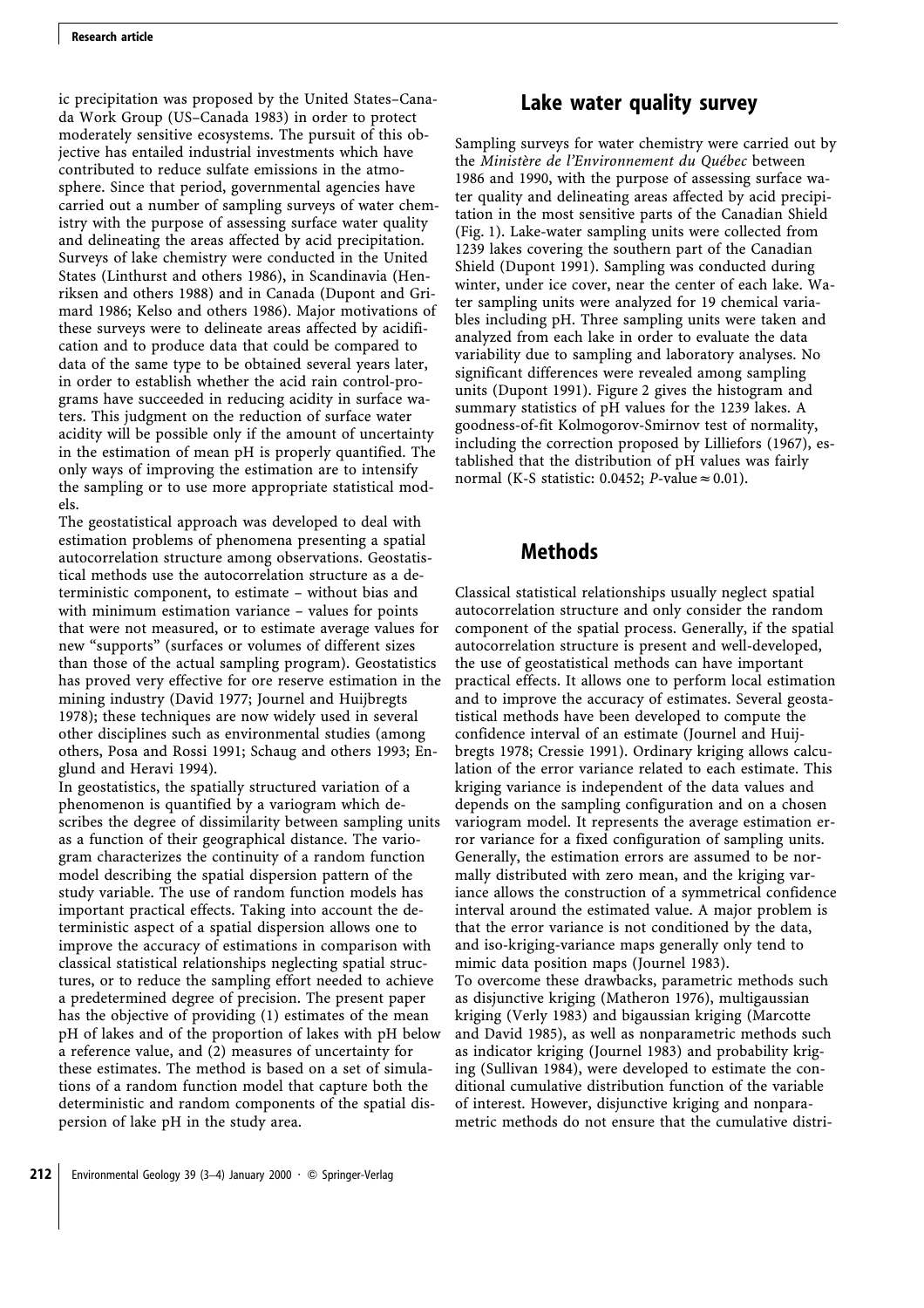ic precipitation was proposed by the United States–Canada Work Group (US–Canada 1983) in order to protect moderately sensitive ecosystems. The pursuit of this objective has entailed industrial investments which have contributed to reduce sulfate emissions in the atmosphere. Since that period, governmental agencies have carried out a number of sampling surveys of water chemistry with the purpose of assessing surface water quality and delineating the areas affected by acid precipitation. Surveys of lake chemistry were conducted in the United States (Linthurst and others 1986), in Scandinavia (Henriksen and others 1988) and in Canada (Dupont and Grimard 1986; Kelso and others 1986). Major motivations of these surveys were to delineate areas affected by acidification and to produce data that could be compared to data of the same type to be obtained several years later, in order to establish whether the acid rain control-programs have succeeded in reducing acidity in surface waters. This judgment on the reduction of surface water acidity will be possible only if the amount of uncertainty in the estimation of mean pH is properly quantified. The only ways of improving the estimation are to intensify the sampling or to use more appropriate statistical models.

The geostatistical approach was developed to deal with estimation problems of phenomena presenting a spatial autocorrelation structure among observations. Geostatistical methods use the autocorrelation structure as a deterministic component, to estimate – without bias and with minimum estimation variance – values for points that were not measured, or to estimate average values for new "supports" (surfaces or volumes of different sizes than those of the actual sampling program). Geostatistics has proved very effective for ore reserve estimation in the mining industry (David 1977; Journel and Huijbregts 1978); these techniques are now widely used in several other disciplines such as environmental studies (among others, Posa and Rossi 1991; Schaug and others 1993; Englund and Heravi 1994).

In geostatistics, the spatially structured variation of a phenomenon is quantified by a variogram which describes the degree of dissimilarity between sampling units as a function of their geographical distance. The variogram characterizes the continuity of a random function model describing the spatial dispersion pattern of the study variable. The use of random function models has important practical effects. Taking into account the deterministic aspect of a spatial dispersion allows one to improve the accuracy of estimations in comparison with classical statistical relationships neglecting spatial structures, or to reduce the sampling effort needed to achieve a predetermined degree of precision. The present paper has the objective of providing (1) estimates of the mean pH of lakes and of the proportion of lakes with pH below a reference value, and (2) measures of uncertainty for these estimates. The method is based on a set of simulations of a random function model that capture both the deterministic and random components of the spatial dispersion of lake pH in the study area.

## Lake water quality survey

Sampling surveys for water chemistry were carried out by the *Ministère de l'Environnement du Québec* between 1986 and 1990, with the purpose of assessing surface water quality and delineating areas affected by acid precipitation in the most sensitive parts of the Canadian Shield (Fig. 1). Lake-water sampling units were collected from 1239 lakes covering the southern part of the Canadian Shield (Dupont 1991). Sampling was conducted during winter, under ice cover, near the center of each lake. Water sampling units were analyzed for 19 chemical variables including pH. Three sampling units were taken and analyzed from each lake in order to evaluate the data variability due to sampling and laboratory analyses. No significant differences were revealed among sampling units (Dupont 1991). Figure 2 gives the histogram and summary statistics of pH values for the 1239 lakes. A goodness-of-fit Kolmogorov-Smirnov test of normality, including the correction proposed by Lilliefors (1967), established that the distribution of pH values was fairly normal (K-S statistic: 0.0452; $P$-value $\approx 0.01$).

## Methods

Classical statistical relationships usually neglect spatial autocorrelation structure and only consider the random component of the spatial process. Generally, if the spatial autocorrelation structure is present and well-developed, the use of geostatistical methods can have important practical effects. It allows one to perform local estimation and to improve the accuracy of estimates. Several geostatistical methods have been developed to compute the confidence interval of an estimate (Journel and Huijbregts 1978; Cressie 1991). Ordinary kriging allows calculation of the error variance related to each estimate. This kriging variance is independent of the data values and depends on the sampling configuration and on a chosen variogram model. It represents the average estimation error variance for a fixed configuration of sampling units. Generally, the estimation errors are assumed to be normally distributed with zero mean, and the kriging variance allows the construction of a symmetrical confidence interval around the estimated value. A major problem is that the error variance is not conditioned by the data, and iso-kriging-variance maps generally only tend to mimic data position maps (Journel 1983).

To overcome these drawbacks, parametric methods such as disjunctive kriging (Matheron 1976), multigaussian kriging (Verly 1983) and bigaussian kriging (Marcotte and David 1985), as well as nonparametric methods such as indicator kriging (Journel 1983) and probability kriging (Sullivan 1984), were developed to estimate the conditional cumulative distribution function of the variable of interest. However, disjunctive kriging and nonparametric methods do not ensure that the cumulative distri-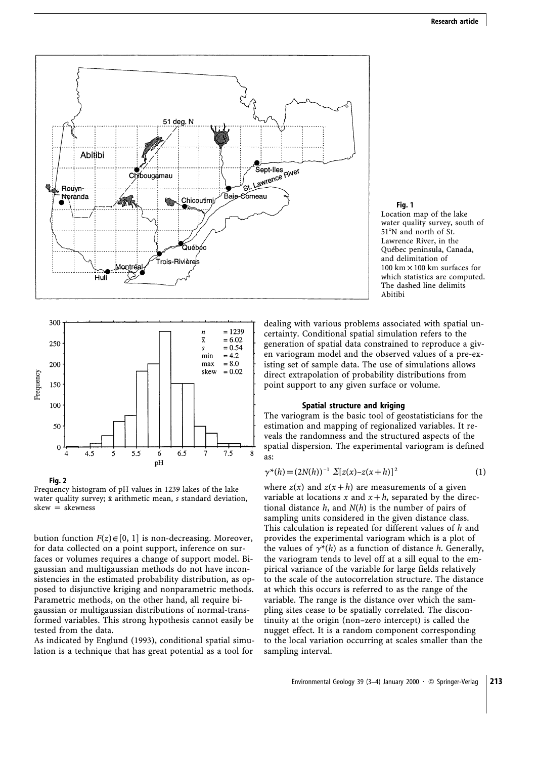**Fig. 1**
Location map of the lake water quality survey, south of 51°N and north of St. Lawrence River, in the Québec peninsula, Canada, and delimitation of 100 km × 100 km surfaces for which statistics are computed. The dashed line delimits Abitibi

**Fig. 2**
Frequency histogram of pH values in 1239 lakes of the lake water quality survey; $\bar{x}$ arithmetic mean, $s$ standard deviation, skew = skewness

bution function $F(z) \in [0, 1]$ is non-decreasing. Moreover, for data collected on a point support, inference on surfaces or volumes requires a change of support model. Bigaussian and multigaussian methods do not have inconsistencies in the estimated probability distribution, as opposed to disjunctive kriging and nonparametric methods. Parametric methods, on the other hand, all require bigaussian or multigaussian distributions of normal-transformed variables. This strong hypothesis cannot easily be tested from the data.

As indicated by Englund (1993), conditional spatial simulation is a technique that has great potential as a tool for dealing with various problems associated with spatial uncertainty. Conditional spatial simulation refers to the generation of spatial data constrained to reproduce a given variogram model and the observed values of a pre-existing set of sample data. The use of simulations allows direct extrapolation of probability distributions from point support to any given surface or volume.

### Spatial structure and kriging

The variogram is the basic tool of geostatisticians for the estimation and mapping of regionalized variables. It reveals the randomness and the structured aspects of the spatial dispersion. The experimental variogram is defined as:

$$\gamma^*(h) = (2N(h))^{-1} \, \Sigma[z(x) - z(x+h)]^2 \qquad (1)$$

where $z(x)$ and $z(x+h)$ are measurements of a given variable at locations $x$ and $x+h$, separated by the directional distance $h$, and $N(h)$ is the number of pairs of sampling units considered in the given distance class. This calculation is repeated for different values of $h$ and provides the experimental variogram which is a plot of the values of $\gamma^*(h)$ as a function of distance $h$. Generally, the variogram tends to level off at a sill equal to the empirical variance of the variable for large fields relatively to the scale of the autocorrelation structure. The distance at which this occurs is referred to as the range of the variable. The range is the distance over which the sampling sites cease to be spatially correlated. The discontinuity at the origin (non–zero intercept) is called the nugget effect. It is a random component corresponding to the local variation occurring at scales smaller than the sampling interval.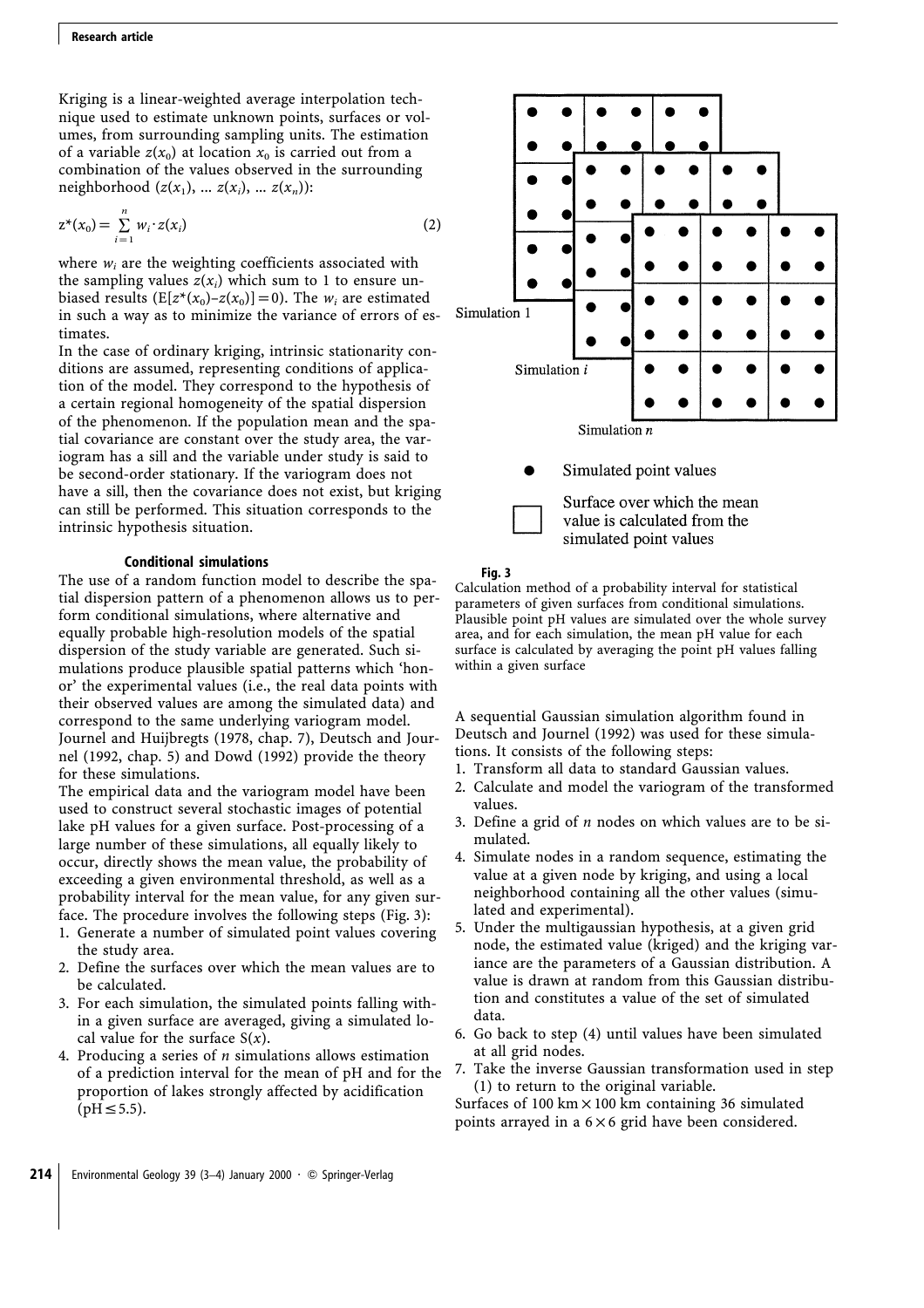Kriging is a linear-weighted average interpolation technique used to estimate unknown points, surfaces or volumes, from surrounding sampling units. The estimation of a variable $z(x_0)$ at location $x_0$ is carried out from a combination of the values observed in the surrounding neighborhood ($z(x_1)$, ... $z(x_i)$, ... $z(x_n)$):

$$z^*(x_0) = \sum_{i=1}^{n} w_i \cdot z(x_i) \tag{2}$$

where $w_i$ are the weighting coefficients associated with the sampling values $z(x_i)$ which sum to 1 to ensure unbiased results ($E[z^*(x_0)-z(x_0)]=0$). The $w_i$ are estimated in such a way as to minimize the variance of errors of estimates.

In the case of ordinary kriging, intrinsic stationarity conditions are assumed, representing conditions of application of the model. They correspond to the hypothesis of a certain regional homogeneity of the spatial dispersion of the phenomenon. If the population mean and the spatial covariance are constant over the study area, the variogram has a sill and the variable under study is said to be second-order stationary. If the variogram does not have a sill, then the covariance does not exist, but kriging can still be performed. This situation corresponds to the intrinsic hypothesis situation.

### Conditional simulations

The use of a random function model to describe the spatial dispersion pattern of a phenomenon allows us to perform conditional simulations, where alternative and equally probable high-resolution models of the spatial dispersion of the study variable are generated. Such simulations produce plausible spatial patterns which 'honor' the experimental values (i.e., the real data points with their observed values are among the simulated data) and correspond to the same underlying variogram model. Journel and Huijbregts (1978, chap. 7), Deutsch and Journel (1992, chap. 5) and Dowd (1992) provide the theory for these simulations.

The empirical data and the variogram model have been used to construct several stochastic images of potential lake pH values for a given surface. Post-processing of a large number of these simulations, all equally likely to occur, directly shows the mean value, the probability of exceeding a given environmental threshold, as well as a probability interval for the mean value, for any given surface. The procedure involves the following steps (Fig. 3):

1. Generate a number of simulated point values covering the study area.
2. Define the surfaces over which the mean values are to be calculated.
3. For each simulation, the simulated points falling within a given surface are averaged, giving a simulated local value for the surface $S(x)$.
4. Producing a series of $n$ simulations allows estimation of a prediction interval for the mean of pH and for the proportion of lakes strongly affected by acidification ($pH \leq 5.5$).

**Fig. 3**
Calculation method of a probability interval for statistical parameters of given surfaces from conditional simulations. Plausible point pH values are simulated over the whole survey area, and for each simulation, the mean pH value for each surface is calculated by averaging the point pH values falling within a given surface

A sequential Gaussian simulation algorithm found in Deutsch and Journel (1992) was used for these simulations. It consists of the following steps:

1. Transform all data to standard Gaussian values.
2. Calculate and model the variogram of the transformed values.
3. Define a grid of $n$ nodes on which values are to be simulated.
4. Simulate nodes in a random sequence, estimating the value at a given node by kriging, and using a local neighborhood containing all the other values (simulated and experimental).
5. Under the multigaussian hypothesis, at a given grid node, the estimated value (kriged) and the kriging variance are the parameters of a Gaussian distribution. A value is drawn at random from this Gaussian distribution and constitutes a value of the set of simulated data.
6. Go back to step (4) until values have been simulated at all grid nodes.
7. Take the inverse Gaussian transformation used in step (1) to return to the original variable.

Surfaces of 100 km × 100 km containing 36 simulated points arrayed in a 6 × 6 grid have been considered.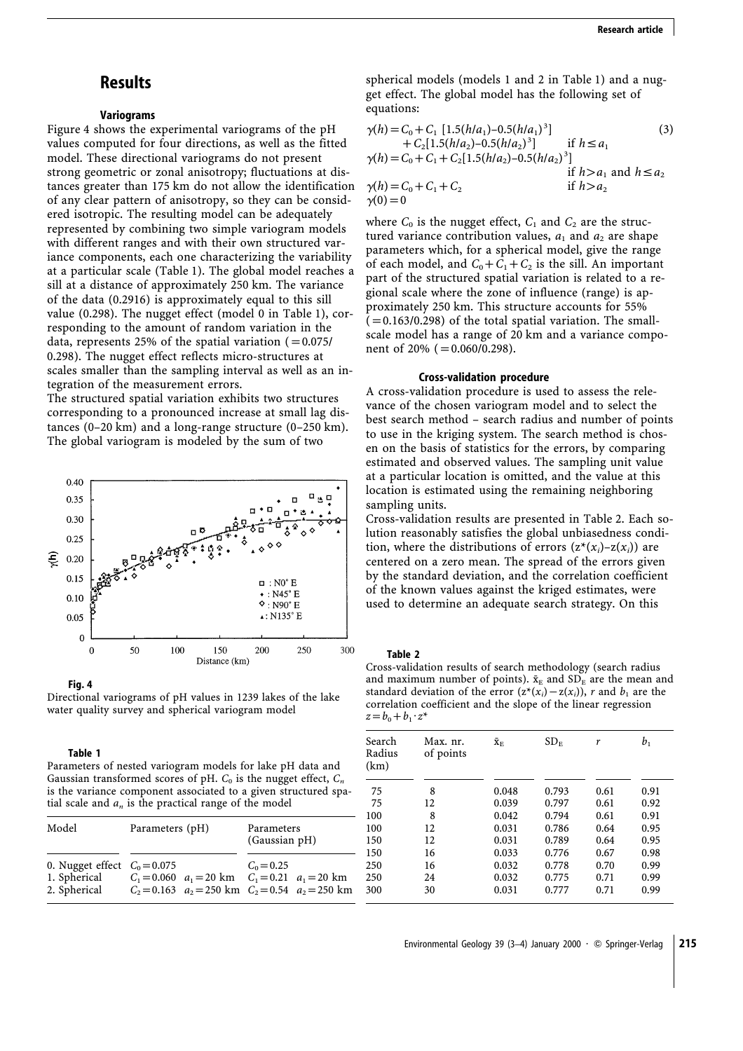## Results

### Variograms

Figure 4 shows the experimental variograms of the pH values computed for four directions, as well as the fitted model. These directional variograms do not present strong geometric or zonal anisotropy; fluctuations at distances greater than 175 km do not allow the identification of any clear pattern of anisotropy, so they can be considered isotropic. The resulting model can be adequately represented by combining two simple variogram models with different ranges and with their own structured variance components, each one characterizing the variability at a particular scale (Table 1). The global model reaches a sill at a distance of approximately 250 km. The variance of the data (0.2916) is approximately equal to this sill value (0.298). The nugget effect (model 0 in Table 1), corresponding to the amount of random variation in the data, represents 25% of the spatial variation (=0.075/0.298). The nugget effect reflects micro-structures at scales smaller than the sampling interval as well as an integration of the measurement errors.

The structured spatial variation exhibits two structures corresponding to a pronounced increase at small lag distances (0–20 km) and a long-range structure (0–250 km). The global variogram is modeled by the sum of two spherical models (models 1 and 2 in Table 1) and a nugget effect. The global model has the following set of equations:

$$
\begin{aligned}
\gamma(h) &= C_0 + C_1\,[1.5(h/a_1)-0.5(h/a_1)^3] + C_2[1.5(h/a_2)-0.5(h/a_2)^3] && \text{if } h \le a_1 \\
\gamma(h) &= C_0 + C_1 + C_2[1.5(h/a_2)-0.5(h/a_2)^3] && \text{if } h > a_1 \text{ and } h \le a_2 \\
\gamma(h) &= C_0 + C_1 + C_2 && \text{if } h > a_2 \\
\gamma(0) &= 0
\end{aligned}
\tag{3}
$$

where $C_0$ is the nugget effect, $C_1$ and $C_2$ are the structured variance contribution values, $a_1$ and $a_2$ are shape parameters which, for a spherical model, give the range of each model, and $C_0+C_1+C_2$ is the sill. An important part of the structured spatial variation is related to a regional scale where the zone of influence (range) is approximately 250 km. This structure accounts for 55% (=0.163/0.298) of the total spatial variation. The small-scale model has a range of 20 km and a variance component of 20% (=0.060/0.298).

**Fig. 4**
Directional variograms of pH values in 1239 lakes of the lake water quality survey and spherical variogram model

**Table 1**
Parameters of nested variogram models for lake pH data and Gaussian transformed scores of pH. $C_0$ is the nugget effect, $C_n$ is the variance component associated to a given structured spatial scale and $a_n$ is the practical range of the model

| Model | Parameters (pH) | | Parameters (Gaussian pH) | |
|---|---|---|---|---|
| 0. Nugget effect | $C_0=0.075$ | | $C_0=0.25$ | |
| 1. Spherical | $C_1=0.060$ | $a_1=20$ km | $C_1=0.21$ | $a_1=20$ km |
| 2. Spherical | $C_2=0.163$ | $a_2=250$ km | $C_2=0.54$ | $a_2=250$ km |

### Cross-validation procedure

A cross-validation procedure is used to assess the relevance of the chosen variogram model and to select the best search method – search radius and number of points to use in the kriging system. The search method is chosen on the basis of statistics for the errors, by comparing estimated and observed values. The sampling unit value at a particular location is omitted, and the value at this location is estimated using the remaining neighboring sampling units.

Cross-validation results are presented in Table 2. Each solution reasonably satisfies the global unbiasedness condition, where the distributions of errors ($z^*(x_i)$–$z(x_i)$) are centered on a zero mean. The spread of the errors given by the standard deviation, and the correlation coefficient of the known values against the kriged estimates, were used to determine an adequate search strategy. On this

**Table 2**
Cross-validation results of search methodology (search radius and maximum number of points). $\bar{x}_E$ and $SD_E$ are the mean and standard deviation of the error ($z^*(x_i)-z(x_i)$), $r$ and $b_1$ are the correlation coefficient and the slope of the linear regression $z=b_0+b_1 \cdot z^*$

| Search Radius (km) | Max. nr. of points | $\bar{x}_E$ | $SD_E$ | $r$ | $b_1$ |
|---|---|---|---|---|---|
| 75 | 8 | 0.048 | 0.793 | 0.61 | 0.91 |
| 75 | 12 | 0.039 | 0.797 | 0.61 | 0.92 |
| 100 | 8 | 0.042 | 0.794 | 0.61 | 0.91 |
| 100 | 12 | 0.031 | 0.786 | 0.64 | 0.95 |
| 150 | 12 | 0.031 | 0.789 | 0.64 | 0.95 |
| 150 | 16 | 0.033 | 0.776 | 0.67 | 0.98 |
| 250 | 16 | 0.032 | 0.778 | 0.70 | 0.99 |
| 250 | 24 | 0.032 | 0.775 | 0.71 | 0.99 |
| 300 | 30 | 0.031 | 0.777 | 0.71 | 0.99 |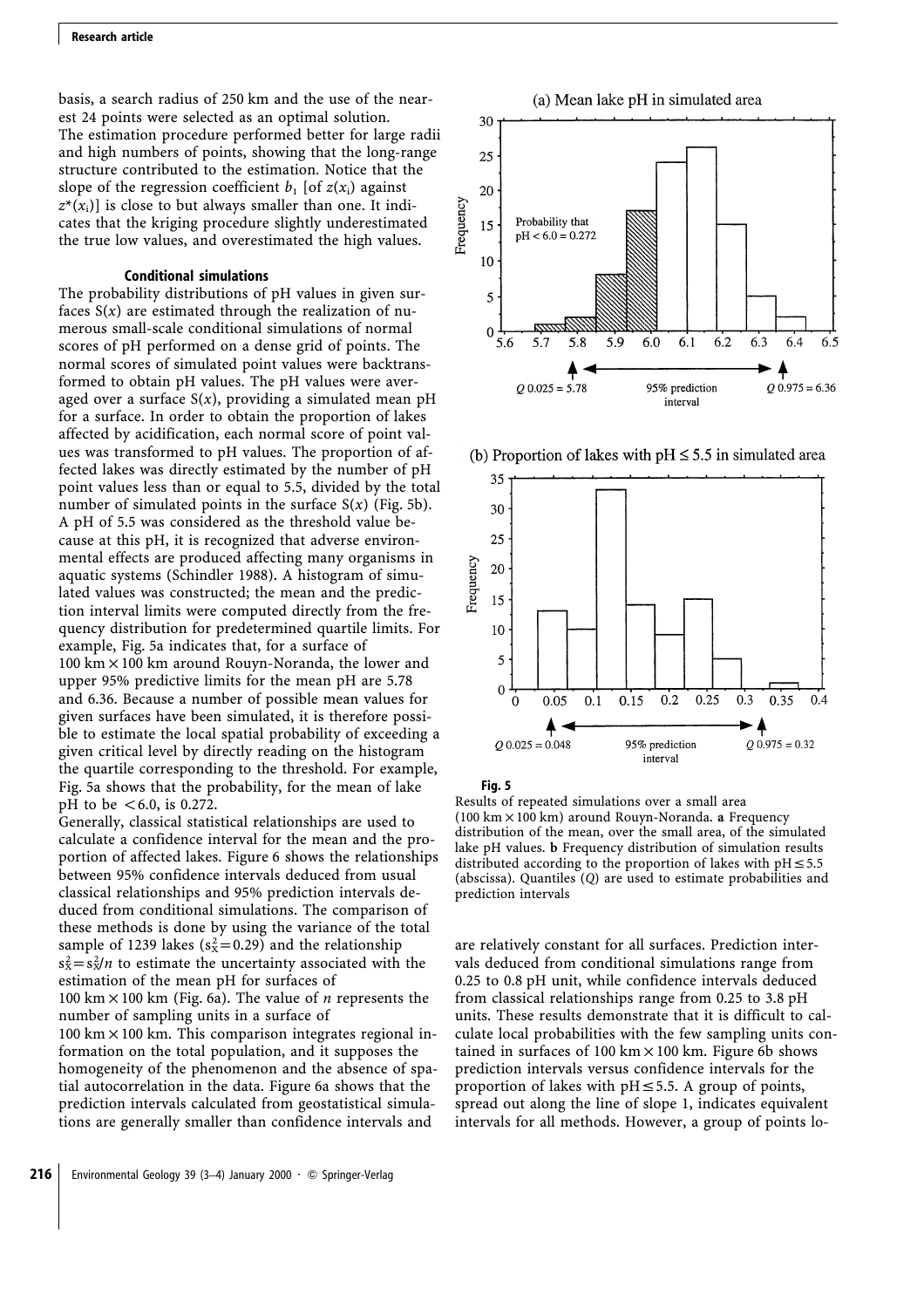basis, a search radius of 250 km and the use of the nearest 24 points were selected as an optimal solution. The estimation procedure performed better for large radii and high numbers of points, showing that the long-range structure contributed to the estimation. Notice that the slope of the regression coefficient $b_1$ [of $z(x_i)$ against $z^*(x_i)$] is close to but always smaller than one. It indicates that the kriging procedure slightly underestimated the true low values, and overestimated the high values.

### Conditional simulations

The probability distributions of pH values in given surfaces $S(x)$ are estimated through the realization of numerous small-scale conditional simulations of normal scores of pH performed on a dense grid of points. The normal scores of simulated point values were backtransformed to obtain pH values. The pH values were averaged over a surface $S(x)$, providing a simulated mean pH for a surface. In order to obtain the proportion of lakes affected by acidification, each normal score of point values was transformed to pH values. The proportion of affected lakes was directly estimated by the number of pH point values less than or equal to 5.5, divided by the total number of simulated points in the surface $S(x)$ (Fig. 5b). A pH of 5.5 was considered as the threshold value because at this pH, it is recognized that adverse environmental effects are produced affecting many organisms in aquatic systems (Schindler 1988). A histogram of simulated values was constructed; the mean and the prediction interval limits were computed directly from the frequency distribution for predetermined quartile limits. For example, Fig. 5a indicates that, for a surface of 100 km × 100 km around Rouyn-Noranda, the lower and upper 95% predictive limits for the mean pH are 5.78 and 6.36. Because a number of possible mean values for given surfaces have been simulated, it is therefore possible to estimate the local spatial probability of exceeding a given critical level by directly reading on the histogram the quartile corresponding to the threshold. For example, Fig. 5a shows that the probability, for the mean of lake pH to be <6.0, is 0.272.

Generally, classical statistical relationships are used to calculate a confidence interval for the mean and the proportion of affected lakes. Figure 6 shows the relationships between 95% confidence intervals deduced from usual classical relationships and 95% prediction intervals deduced from conditional simulations. The comparison of these methods is done by using the variance of the total sample of 1239 lakes ($s_{\bar{x}}^2=0.29$) and the relationship $s_{\bar{x}}^2=s_x^2/n$ to estimate the uncertainty associated with the estimation of the mean pH for surfaces of 100 km × 100 km (Fig. 6a). The value of $n$ represents the number of sampling units in a surface of 100 km × 100 km. This comparison integrates regional information on the total population, and it supposes the homogeneity of the phenomenon and the absence of spatial autocorrelation in the data. Figure 6a shows that the prediction intervals calculated from geostatistical simulations are generally smaller than confidence intervals and are relatively constant for all surfaces. Prediction intervals deduced from conditional simulations range from 0.25 to 0.8 pH unit, while confidence intervals deduced from classical relationships range from 0.25 to 3.8 pH units. These results demonstrate that it is difficult to calculate local probabilities with the few sampling units contained in surfaces of 100 km × 100 km. Figure 6b shows prediction intervals versus confidence intervals for the proportion of lakes with pH ≤ 5.5. A group of points, spread out along the line of slope 1, indicates equivalent intervals for all methods. However, a group of points lo-

**Fig. 5**
Results of repeated simulations over a small area (100 km × 100 km) around Rouyn-Noranda. **a** Frequency distribution of the mean, over the small area, of the simulated lake pH values. **b** Frequency distribution of simulation results distributed according to the proportion of lakes with pH ≤ 5.5 (abscissa). Quantiles ($Q$) are used to estimate probabilities and prediction intervals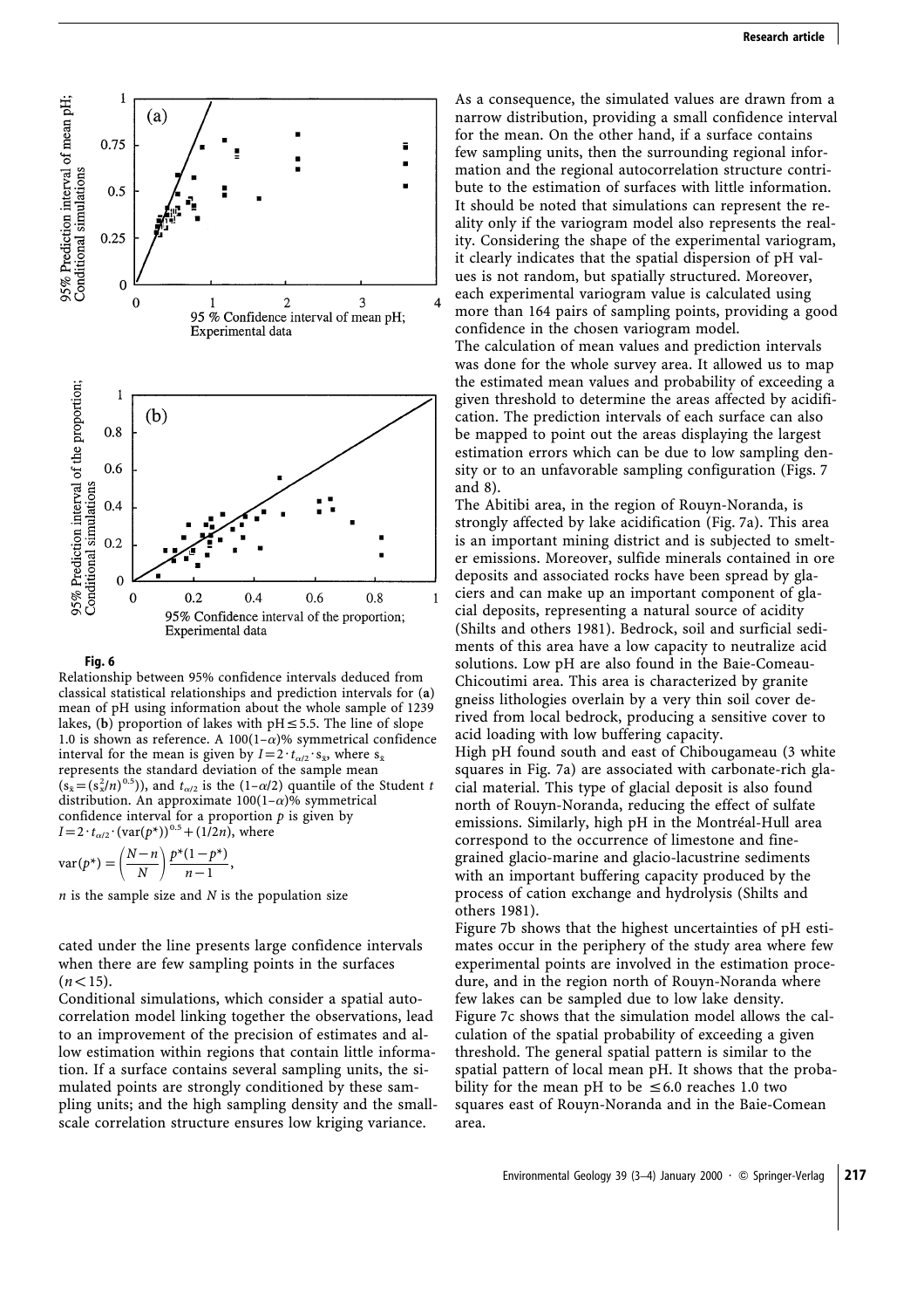**Fig. 6**
Relationship between 95% confidence intervals deduced from classical statistical relationships and prediction intervals for (**a**) mean of pH using information about the whole sample of 1239 lakes, (**b**) proportion of lakes with pH $\leq 5.5$. The line of slope 1.0 is shown as reference. A $100(1-\alpha)$% symmetrical confidence interval for the mean is given by $I = 2 \cdot t_{\alpha/2} \cdot s_{\bar{x}}$, where $s_{\bar{x}}$ represents the standard deviation of the sample mean ($s_{\bar{x}} = (s_x^2/n)^{0.5}$)), and $t_{\alpha/2}$ is the $(1-\alpha/2)$ quantile of the Student *t* distribution. An approximate $100(1-\alpha)$% symmetrical confidence interval for a proportion *p* is given by $I = 2 \cdot t_{\alpha/2} \cdot (\mathrm{var}(p^*))^{0.5} + (1/2n)$, where

$$\mathrm{var}(p^*) = \left(\frac{N-n}{N}\right)\frac{p^*(1-p^*)}{n-1},$$

*n* is the sample size and *N* is the population size

cated under the line presents large confidence intervals when there are few sampling points in the surfaces ($n < 15$).

Conditional simulations, which consider a spatial autocorrelation model linking together the observations, lead to an improvement of the precision of estimates and allow estimation within regions that contain little information. If a surface contains several sampling units, the simulated points are strongly conditioned by these sampling units; and the high sampling density and the small-scale correlation structure ensures low kriging variance. As a consequence, the simulated values are drawn from a narrow distribution, providing a small confidence interval for the mean. On the other hand, if a surface contains few sampling units, then the surrounding regional information and the regional autocorrelation structure contribute to the estimation of surfaces with little information. It should be noted that simulations can represent the reality only if the variogram model also represents the reality. Considering the shape of the experimental variogram, it clearly indicates that the spatial dispersion of pH values is not random, but spatially structured. Moreover, each experimental variogram value is calculated using more than 164 pairs of sampling points, providing a good confidence in the chosen variogram model.

The calculation of mean values and prediction intervals was done for the whole survey area. It allowed us to map the estimated mean values and probability of exceeding a given threshold to determine the areas affected by acidification. The prediction intervals of each surface can also be mapped to point out the areas displaying the largest estimation errors which can be due to low sampling density or to an unfavorable sampling configuration (Figs. 7 and 8).

The Abitibi area, in the region of Rouyn-Noranda, is strongly affected by lake acidification (Fig. 7a). This area is an important mining district and is subjected to smelter emissions. Moreover, sulfide minerals contained in ore deposits and associated rocks have been spread by glaciers and can make up an important component of glacial deposits, representing a natural source of acidity (Shilts and others 1981). Bedrock, soil and surficial sediments of this area have a low capacity to neutralize acid solutions. Low pH are also found in the Baie-Comeau-Chicoutimi area. This area is characterized by granite gneiss lithologies overlain by a very thin soil cover derived from local bedrock, producing a sensitive cover to acid loading with low buffering capacity.

High pH found south and east of Chibougameau (3 white squares in Fig. 7a) are associated with carbonate-rich glacial material. This type of glacial deposit is also found north of Rouyn-Noranda, reducing the effect of sulfate emissions. Similarly, high pH in the Montréal-Hull area correspond to the occurrence of limestone and fine-grained glacio-marine and glacio-lacustrine sediments with an important buffering capacity produced by the process of cation exchange and hydrolysis (Shilts and others 1981).

Figure 7b shows that the highest uncertainties of pH estimates occur in the periphery of the study area where few experimental points are involved in the estimation procedure, and in the region north of Rouyn-Noranda where few lakes can be sampled due to low lake density.

Figure 7c shows that the simulation model allows the calculation of the spatial probability of exceeding a given threshold. The general spatial pattern is similar to the spatial pattern of local mean pH. It shows that the probability for the mean pH to be $\leq 6.0$ reaches 1.0 two squares east of Rouyn-Noranda and in the Baie-Comean area.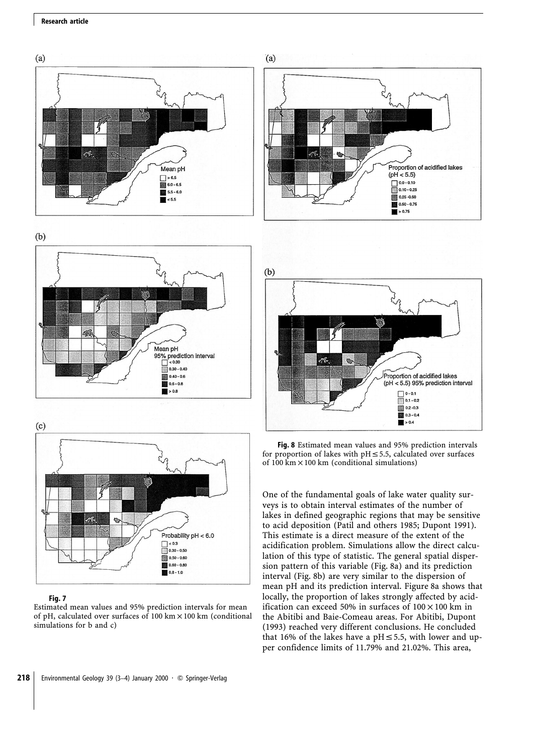(a)

(b)

(c)

**Fig. 7**
Estimated mean values and 95% prediction intervals for mean of pH, calculated over surfaces of 100 km × 100 km (conditional simulations for b and c)

(a)

(b)

**Fig. 8** Estimated mean values and 95% prediction intervals for proportion of lakes with pH ≤ 5.5, calculated over surfaces of 100 km × 100 km (conditional simulations)

One of the fundamental goals of lake water quality surveys is to obtain interval estimates of the number of lakes in defined geographic regions that may be sensitive to acid deposition (Patil and others 1985; Dupont 1991). This estimate is a direct measure of the extent of the acidification problem. Simulations allow the direct calculation of this type of statistic. The general spatial dispersion pattern of this variable (Fig. 8a) and its prediction interval (Fig. 8b) are very similar to the dispersion of mean pH and its prediction interval. Figure 8a shows that locally, the proportion of lakes strongly affected by acidification can exceed 50% in surfaces of 100 × 100 km in the Abitibi and Baie-Comeau areas. For Abitibi, Dupont (1993) reached very different conclusions. He concluded that 16% of the lakes have a pH ≤ 5.5, with lower and upper confidence limits of 11.79% and 21.02%. This area,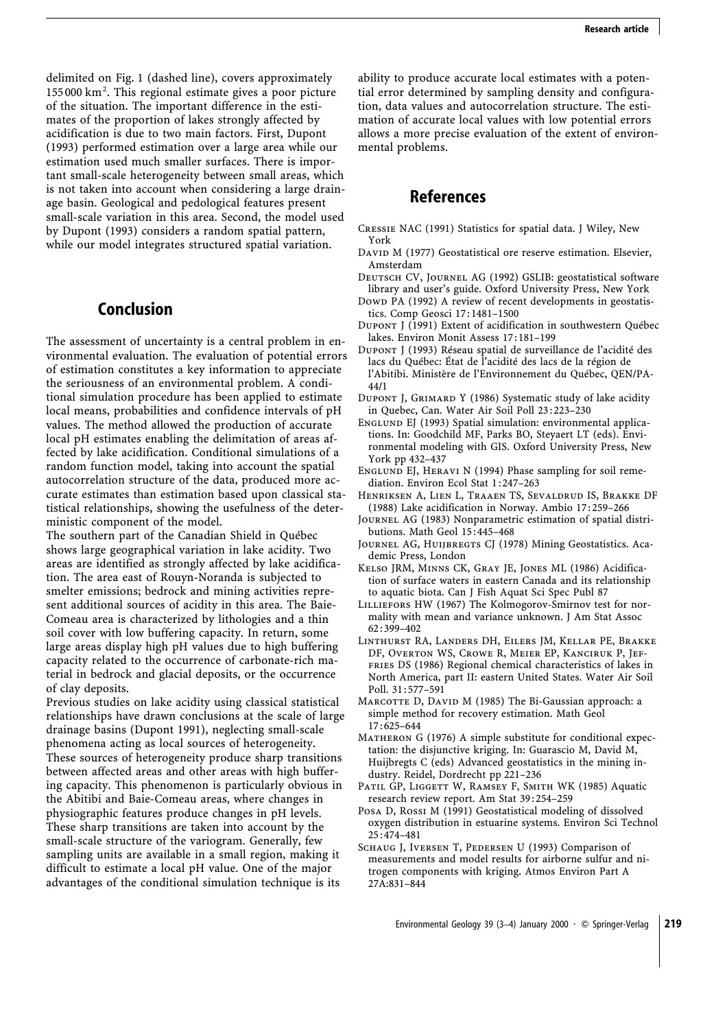delimited on Fig. 1 (dashed line), covers approximately 155 000 $km^2$. This regional estimate gives a poor picture of the situation. The important difference in the estimates of the proportion of lakes strongly affected by acidification is due to two main factors. First, Dupont (1993) performed estimation over a large area while our estimation used much smaller surfaces. There is important small-scale heterogeneity between small areas, which is not taken into account when considering a large drainage basin. Geological and pedological features present small-scale variation in this area. Second, the model used by Dupont (1993) considers a random spatial pattern, while our model integrates structured spatial variation.

## Conclusion

The assessment of uncertainty is a central problem in environmental evaluation. The evaluation of potential errors of estimation constitutes a key information to appreciate the seriousness of an environmental problem. A conditional simulation procedure has been applied to estimate local means, probabilities and confidence intervals of pH values. The method allowed the production of accurate local pH estimates enabling the delimitation of areas affected by lake acidification. Conditional simulations of a random function model, taking into account the spatial autocorrelation structure of the data, produced more accurate estimates than estimation based upon classical statistical relationships, showing the usefulness of the deterministic component of the model.

The southern part of the Canadian Shield in Québec shows large geographical variation in lake acidity. Two areas are identified as strongly affected by lake acidification. The area east of Rouyn-Noranda is subjected to smelter emissions; bedrock and mining activities represent additional sources of acidity in this area. The Baie-Comeau area is characterized by lithologies and a thin soil cover with low buffering capacity. In return, some large areas display high pH values due to high buffering capacity related to the occurrence of carbonate-rich material in bedrock and glacial deposits, or the occurrence of clay deposits.

Previous studies on lake acidity using classical statistical relationships have drawn conclusions at the scale of large drainage basins (Dupont 1991), neglecting small-scale phenomena acting as local sources of heterogeneity. These sources of heterogeneity produce sharp transitions between affected areas and other areas with high buffering capacity. This phenomenon is particularly obvious in the Abitibi and Baie-Comeau areas, where changes in physiographic features produce changes in pH levels. These sharp transitions are taken into account by the small-scale structure of the variogram. Generally, few sampling units are available in a small region, making it difficult to estimate a local pH value. One of the major advantages of the conditional simulation technique is its ability to produce accurate local estimates with a potential error determined by sampling density and configuration, data values and autocorrelation structure. The estimation of accurate local values with low potential errors allows a more precise evaluation of the extent of environmental problems.

## References

Cressie NAC (1991) Statistics for spatial data. J Wiley, New York

David M (1977) Geostatistical ore reserve estimation. Elsevier, Amsterdam

Deutsch CV, Journel AG (1992) GSLIB: geostatistical software library and user's guide. Oxford University Press, New York

Dowd PA (1992) A review of recent developments in geostatistics. Comp Geosci 17:1481–1500

Dupont J (1991) Extent of acidification in southwestern Québec lakes. Environ Monit Assess 17:181–199

Dupont J (1993) Réseau spatial de surveillance de l'acidité des lacs du Québec: État de l'acidité des lacs de la région de l'Abitibi. Ministère de l'Environnement du Québec, QEN/PA-44/1

Dupont J, Grimard Y (1986) Systematic study of lake acidity in Quebec, Can. Water Air Soil Poll 23:223–230

Englund EJ (1993) Spatial simulation: environmental applications. In: Goodchild MF, Parks BO, Steyaert LT (eds). Environmental modeling with GIS. Oxford University Press, New York pp 432–437

Englund EJ, Heravi N (1994) Phase sampling for soil remediation. Environ Ecol Stat 1:247–263

Henriksen A, Lien L, Traaen TS, Sevaldrud IS, Brakke DF (1988) Lake acidification in Norway. Ambio 17:259–266

Journel AG (1983) Nonparametric estimation of spatial distributions. Math Geol 15:445–468

Journel AG, Huijbregts CJ (1978) Mining Geostatistics. Academic Press, London

Kelso JRM, Minns CK, Gray JE, Jones ML (1986) Acidification of surface waters in eastern Canada and its relationship to aquatic biota. Can J Fish Aquat Sci Spec Publ 87

Lilliefors HW (1967) The Kolmogorov-Smirnov test for normality with mean and variance unknown. J Am Stat Assoc 62:399–402

Linthurst RA, Landers DH, Eilers JM, Kellar PE, Brakke DF, Overton WS, Crowe R, Meier EP, Kanciruk P, Jeffries DS (1986) Regional chemical characteristics of lakes in North America, part II: eastern United States. Water Air Soil Poll. 31:577–591

Marcotte D, David M (1985) The Bi-Gaussian approach: a simple method for recovery estimation. Math Geol 17:625–644

Matheron G (1976) A simple substitute for conditional expectation: the disjunctive kriging. In: Guarascio M, David M, Huijbregts C (eds) Advanced geostatistics in the mining industry. Reidel, Dordrecht pp 221–236

Patil GP, Liggett W, Ramsey F, Smith WK (1985) Aquatic research review report. Am Stat 39:254–259

Posa D, Rossi M (1991) Geostatistical modeling of dissolved oxygen distribution in estuarine systems. Environ Sci Technol 25:474–481

Schaug J, Iversen T, Pedersen U (1993) Comparison of measurements and model results for airborne sulfur and nitrogen components with kriging. Atmos Environ Part A 27A:831–844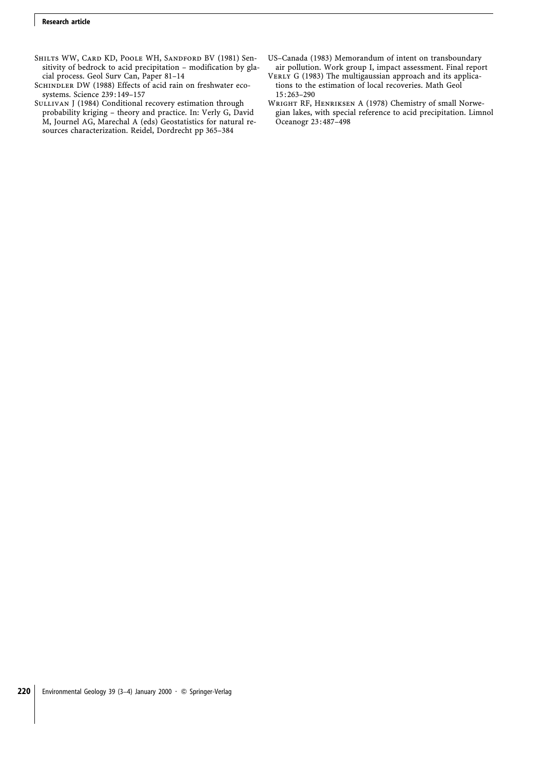Shilts WW, Card KD, Poole WH, Sandford BV (1981) Sensitivity of bedrock to acid precipitation – modification by glacial process. Geol Surv Can, Paper 81–14

Schindler DW (1988) Effects of acid rain on freshwater ecosystems. Science 239:149–157

Sullivan J (1984) Conditional recovery estimation through probability kriging – theory and practice. In: Verly G, David M, Journel AG, Marechal A (eds) Geostatistics for natural resources characterization. Reidel, Dordrecht pp 365–384

US–Canada (1983) Memorandum of intent on transboundary air pollution. Work group I, impact assessment. Final report

Verly G (1983) The multigaussian approach and its applications to the estimation of local recoveries. Math Geol 15:263–290

Wright RF, Henriksen A (1978) Chemistry of small Norwegian lakes, with special reference to acid precipitation. Limnol Oceanogr 23:487–498